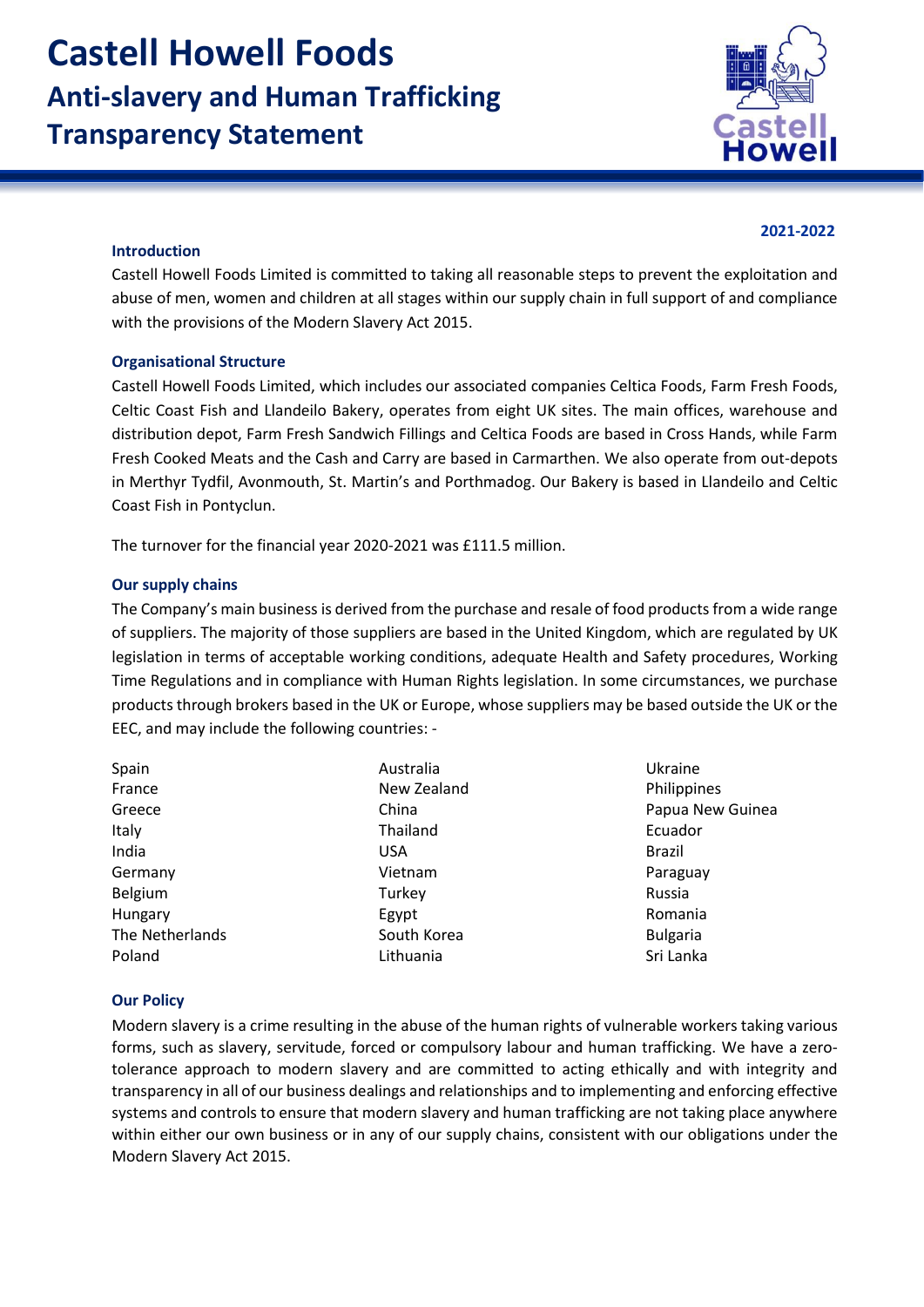# Castell Howell Foods
## Anti-slavery and Human Trafficking Transparency Statement

**2021-2022**

### Introduction

Castell Howell Foods Limited is committed to taking all reasonable steps to prevent the exploitation and abuse of men, women and children at all stages within our supply chain in full support of and compliance with the provisions of the Modern Slavery Act 2015.

### Organisational Structure

Castell Howell Foods Limited, which includes our associated companies Celtica Foods, Farm Fresh Foods, Celtic Coast Fish and Llandeilo Bakery, operates from eight UK sites. The main offices, warehouse and distribution depot, Farm Fresh Sandwich Fillings and Celtica Foods are based in Cross Hands, while Farm Fresh Cooked Meats and the Cash and Carry are based in Carmarthen. We also operate from out-depots in Merthyr Tydfil, Avonmouth, St. Martin's and Porthmadog. Our Bakery is based in Llandeilo and Celtic Coast Fish in Pontyclun.

The turnover for the financial year 2020-2021 was £111.5 million.

### Our supply chains

The Company's main business is derived from the purchase and resale of food products from a wide range of suppliers. The majority of those suppliers are based in the United Kingdom, which are regulated by UK legislation in terms of acceptable working conditions, adequate Health and Safety procedures, Working Time Regulations and in compliance with Human Rights legislation. In some circumstances, we purchase products through brokers based in the UK or Europe, whose suppliers may be based outside the UK or the EEC, and may include the following countries: -

- Spain
- France
- Greece
- Italy
- India
- Germany
- Belgium
- Hungary
- The Netherlands
- Poland
- Australia
- New Zealand
- China
- Thailand
- USA
- Vietnam
- Turkey
- Egypt
- South Korea
- Lithuania
- Ukraine
- Philippines
- Papua New Guinea
- Ecuador
- Brazil
- Paraguay
- Russia
- Romania
- Bulgaria
- Sri Lanka

### Our Policy

Modern slavery is a crime resulting in the abuse of the human rights of vulnerable workers taking various forms, such as slavery, servitude, forced or compulsory labour and human trafficking. We have a zero-tolerance approach to modern slavery and are committed to acting ethically and with integrity and transparency in all of our business dealings and relationships and to implementing and enforcing effective systems and controls to ensure that modern slavery and human trafficking are not taking place anywhere within either our own business or in any of our supply chains, consistent with our obligations under the Modern Slavery Act 2015.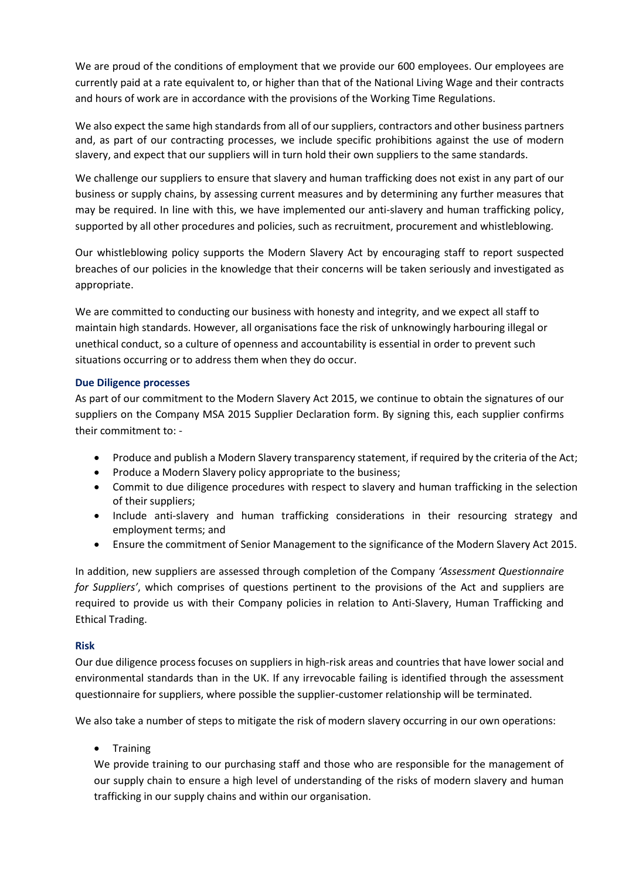We are proud of the conditions of employment that we provide our 600 employees. Our employees are currently paid at a rate equivalent to, or higher than that of the National Living Wage and their contracts and hours of work are in accordance with the provisions of the Working Time Regulations.

We also expect the same high standards from all of our suppliers, contractors and other business partners and, as part of our contracting processes, we include specific prohibitions against the use of modern slavery, and expect that our suppliers will in turn hold their own suppliers to the same standards.

We challenge our suppliers to ensure that slavery and human trafficking does not exist in any part of our business or supply chains, by assessing current measures and by determining any further measures that may be required. In line with this, we have implemented our anti-slavery and human trafficking policy, supported by all other procedures and policies, such as recruitment, procurement and whistleblowing.

Our whistleblowing policy supports the Modern Slavery Act by encouraging staff to report suspected breaches of our policies in the knowledge that their concerns will be taken seriously and investigated as appropriate.

We are committed to conducting our business with honesty and integrity, and we expect all staff to maintain high standards. However, all organisations face the risk of unknowingly harbouring illegal or unethical conduct, so a culture of openness and accountability is essential in order to prevent such situations occurring or to address them when they do occur.

### Due Diligence processes

As part of our commitment to the Modern Slavery Act 2015, we continue to obtain the signatures of our suppliers on the Company MSA 2015 Supplier Declaration form. By signing this, each supplier confirms their commitment to: -

- Produce and publish a Modern Slavery transparency statement, if required by the criteria of the Act;
- Produce a Modern Slavery policy appropriate to the business;
- Commit to due diligence procedures with respect to slavery and human trafficking in the selection of their suppliers;
- Include anti-slavery and human trafficking considerations in their resourcing strategy and employment terms; and
- Ensure the commitment of Senior Management to the significance of the Modern Slavery Act 2015.

In addition, new suppliers are assessed through completion of the Company *'Assessment Questionnaire for Suppliers'*, which comprises of questions pertinent to the provisions of the Act and suppliers are required to provide us with their Company policies in relation to Anti-Slavery, Human Trafficking and Ethical Trading.

### Risk

Our due diligence process focuses on suppliers in high-risk areas and countries that have lower social and environmental standards than in the UK. If any irrevocable failing is identified through the assessment questionnaire for suppliers, where possible the supplier-customer relationship will be terminated.

We also take a number of steps to mitigate the risk of modern slavery occurring in our own operations:

- Training

  We provide training to our purchasing staff and those who are responsible for the management of our supply chain to ensure a high level of understanding of the risks of modern slavery and human trafficking in our supply chains and within our organisation.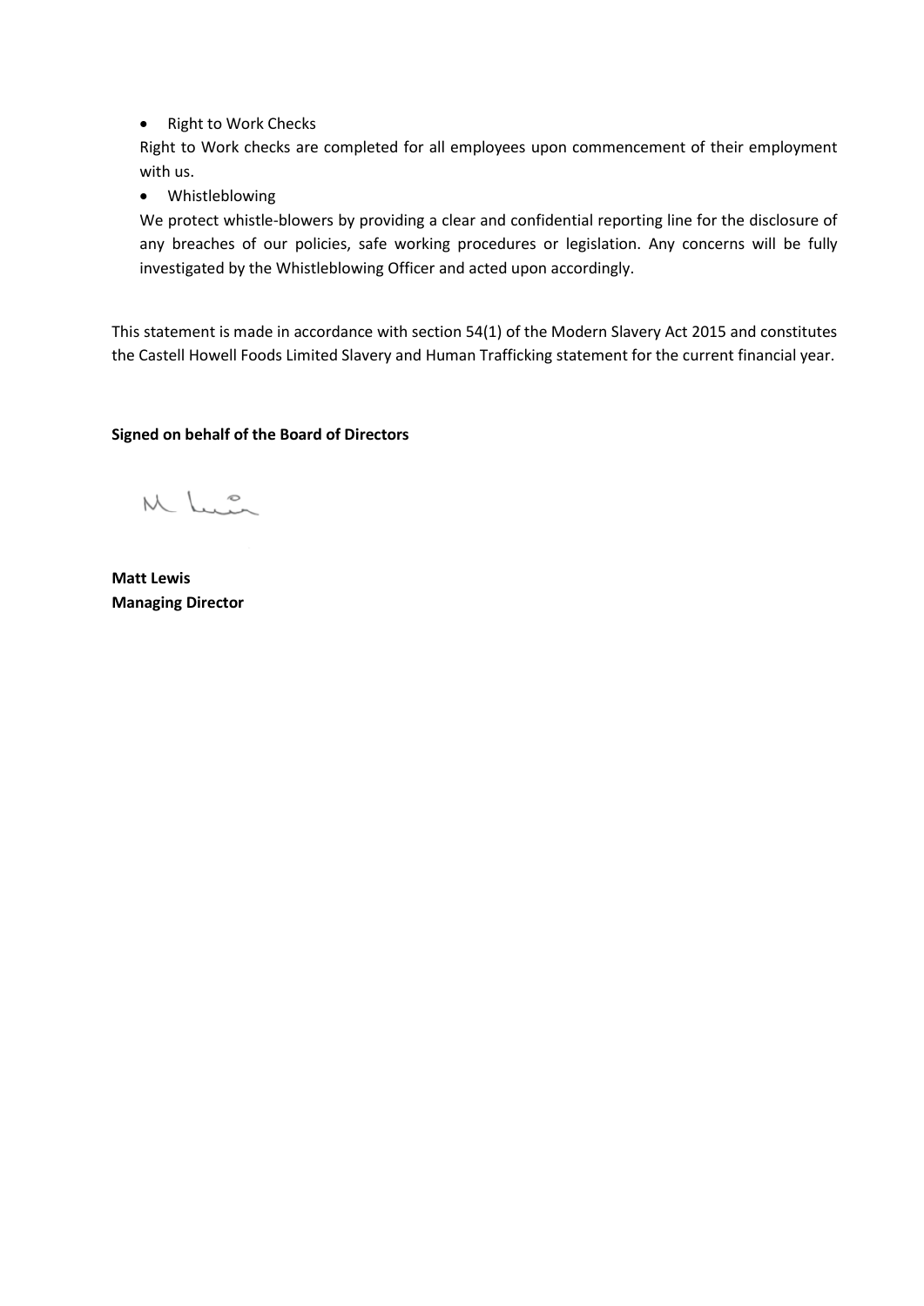- Right to Work Checks

  Right to Work checks are completed for all employees upon commencement of their employment with us.
- Whistleblowing

  We protect whistle-blowers by providing a clear and confidential reporting line for the disclosure of any breaches of our policies, safe working procedures or legislation. Any concerns will be fully investigated by the Whistleblowing Officer and acted upon accordingly.

This statement is made in accordance with section 54(1) of the Modern Slavery Act 2015 and constitutes the Castell Howell Foods Limited Slavery and Human Trafficking statement for the current financial year.

**Signed on behalf of the Board of Directors**

**Matt Lewis**
**Managing Director**